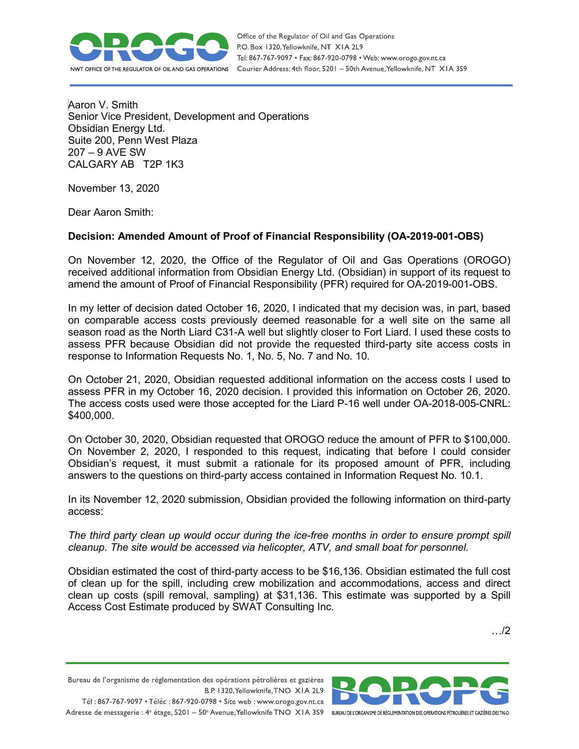Aaron V. Smith
Senior Vice President, Development and Operations
Obsidian Energy Ltd.
Suite 200, Penn West Plaza
207 – 9 AVE SW
CALGARY AB T2P 1K3

November 13, 2020

Dear Aaron Smith:

**Decision: Amended Amount of Proof of Financial Responsibility (OA-2019-001-OBS)**

On November 12, 2020, the Office of the Regulator of Oil and Gas Operations (OROGO) received additional information from Obsidian Energy Ltd. (Obsidian) in support of its request to amend the amount of Proof of Financial Responsibility (PFR) required for OA-2019-001-OBS.

In my letter of decision dated October 16, 2020, I indicated that my decision was, in part, based on comparable access costs previously deemed reasonable for a well site on the same all season road as the North Liard C31-A well but slightly closer to Fort Liard. I used these costs to assess PFR because Obsidian did not provide the requested third-party site access costs in response to Information Requests No. 1, No. 5, No. 7 and No. 10.

On October 21, 2020, Obsidian requested additional information on the access costs I used to assess PFR in my October 16, 2020 decision. I provided this information on October 26, 2020. The access costs used were those accepted for the Liard P-16 well under OA-2018-005-CNRL: $400,000.

On October 30, 2020, Obsidian requested that OROGO reduce the amount of PFR to $100,000. On November 2, 2020, I responded to this request, indicating that before I could consider Obsidian's request, it must submit a rationale for its proposed amount of PFR, including answers to the questions on third-party access contained in Information Request No. 10.1.

In its November 12, 2020 submission, Obsidian provided the following information on third-party access:

*The third party clean up would occur during the ice-free months in order to ensure prompt spill cleanup. The site would be accessed via helicopter, ATV, and small boat for personnel.*

Obsidian estimated the cost of third-party access to be $16,136. Obsidian estimated the full cost of clean up for the spill, including crew mobilization and accommodations, access and direct clean up costs (spill removal, sampling) at $31,136. This estimate was supported by a Spill Access Cost Estimate produced by SWAT Consulting Inc.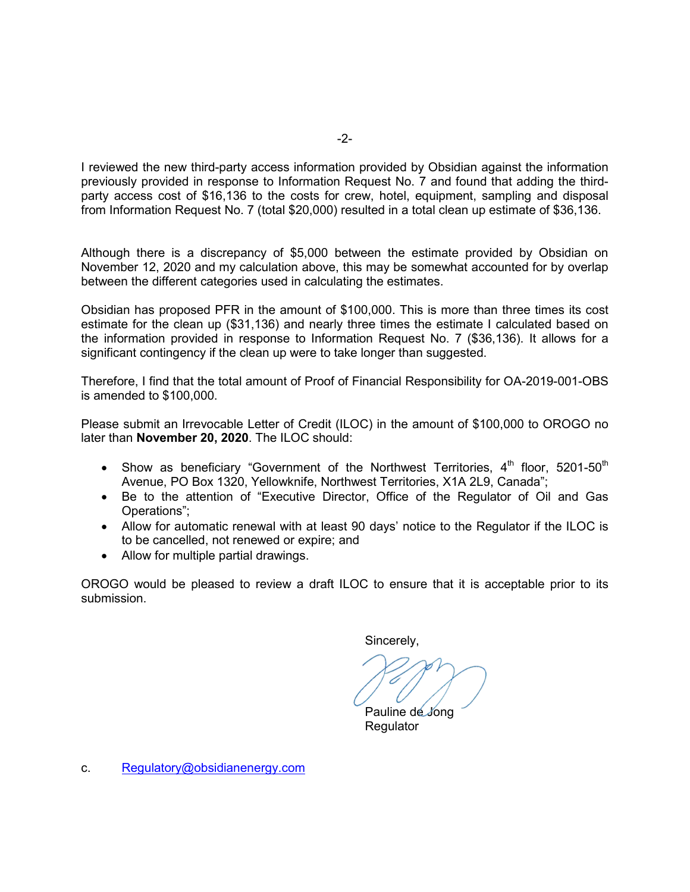I reviewed the new third-party access information provided by Obsidian against the information previously provided in response to Information Request No. 7 and found that adding the third-party access cost of $16,136 to the costs for crew, hotel, equipment, sampling and disposal from Information Request No. 7 (total $20,000) resulted in a total clean up estimate of $36,136.

Although there is a discrepancy of $5,000 between the estimate provided by Obsidian on November 12, 2020 and my calculation above, this may be somewhat accounted for by overlap between the different categories used in calculating the estimates.

Obsidian has proposed PFR in the amount of $100,000. This is more than three times its cost estimate for the clean up ($31,136) and nearly three times the estimate I calculated based on the information provided in response to Information Request No. 7 ($36,136). It allows for a significant contingency if the clean up were to take longer than suggested.

Therefore, I find that the total amount of Proof of Financial Responsibility for OA-2019-001-OBS is amended to $100,000.

Please submit an Irrevocable Letter of Credit (ILOC) in the amount of $100,000 to OROGO no later than **November 20, 2020**. The ILOC should:

- Show as beneficiary "Government of the Northwest Territories, 4th floor, 5201-50th Avenue, PO Box 1320, Yellowknife, Northwest Territories, X1A 2L9, Canada";
- Be to the attention of "Executive Director, Office of the Regulator of Oil and Gas Operations";
- Allow for automatic renewal with at least 90 days' notice to the Regulator if the ILOC is to be cancelled, not renewed or expire; and
- Allow for multiple partial drawings.

OROGO would be pleased to review a draft ILOC to ensure that it is acceptable prior to its submission.

Sincerely,

Pauline de Jong
Regulator

c. Regulatory@obsidianenergy.com